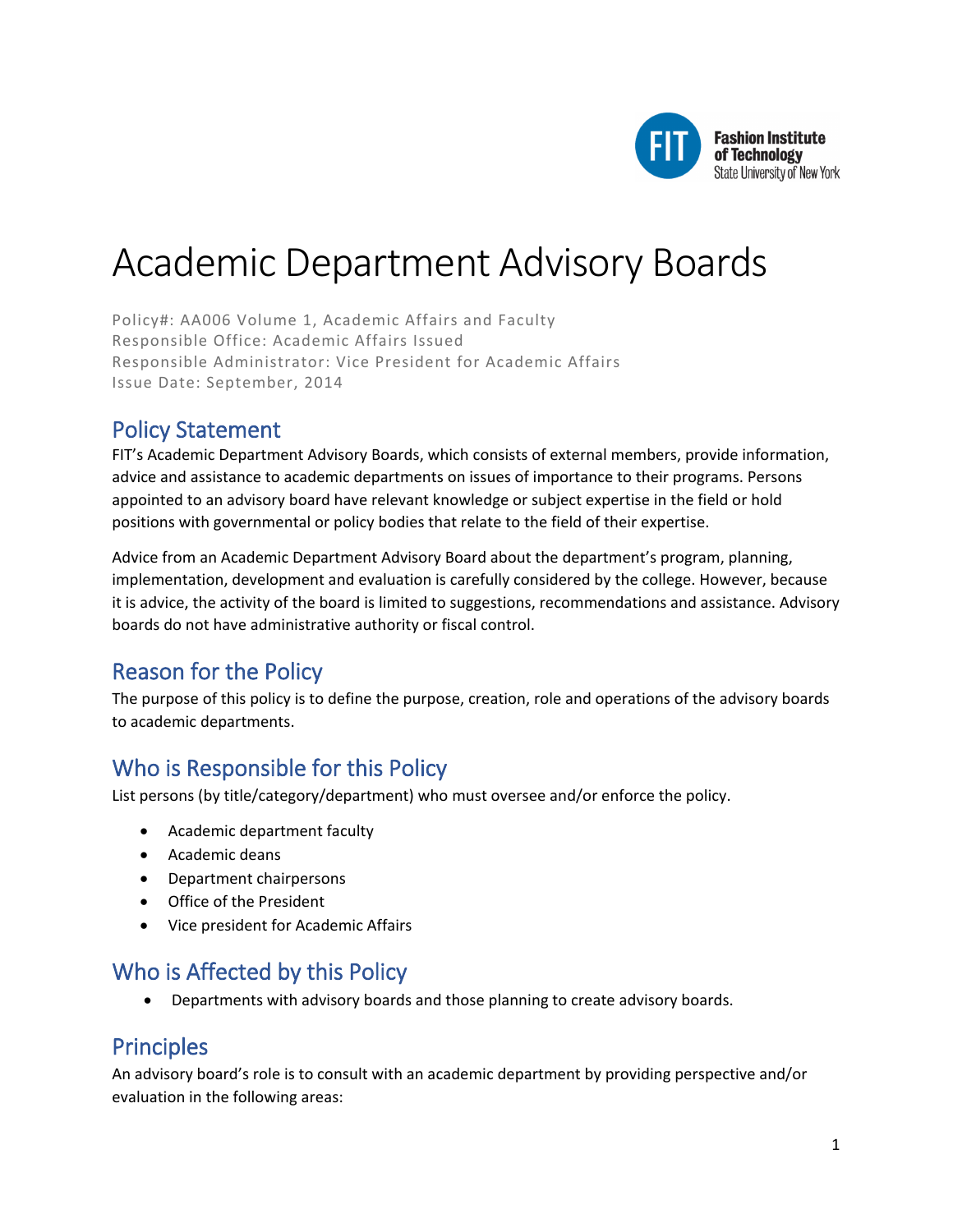# Academic Department Advisory Boards

Policy#: AA006 Volume 1, Academic Affairs and Faculty
Responsible Office: Academic Affairs Issued
Responsible Administrator: Vice President for Academic Affairs
Issue Date: September, 2014

## Policy Statement

FIT's Academic Department Advisory Boards, which consists of external members, provide information, advice and assistance to academic departments on issues of importance to their programs. Persons appointed to an advisory board have relevant knowledge or subject expertise in the field or hold positions with governmental or policy bodies that relate to the field of their expertise.

Advice from an Academic Department Advisory Board about the department's program, planning, implementation, development and evaluation is carefully considered by the college. However, because it is advice, the activity of the board is limited to suggestions, recommendations and assistance. Advisory boards do not have administrative authority or fiscal control.

## Reason for the Policy

The purpose of this policy is to define the purpose, creation, role and operations of the advisory boards to academic departments.

## Who is Responsible for this Policy

List persons (by title/category/department) who must oversee and/or enforce the policy.

- Academic department faculty
- Academic deans
- Department chairpersons
- Office of the President
- Vice president for Academic Affairs

## Who is Affected by this Policy

- Departments with advisory boards and those planning to create advisory boards.

## Principles

An advisory board's role is to consult with an academic department by providing perspective and/or evaluation in the following areas: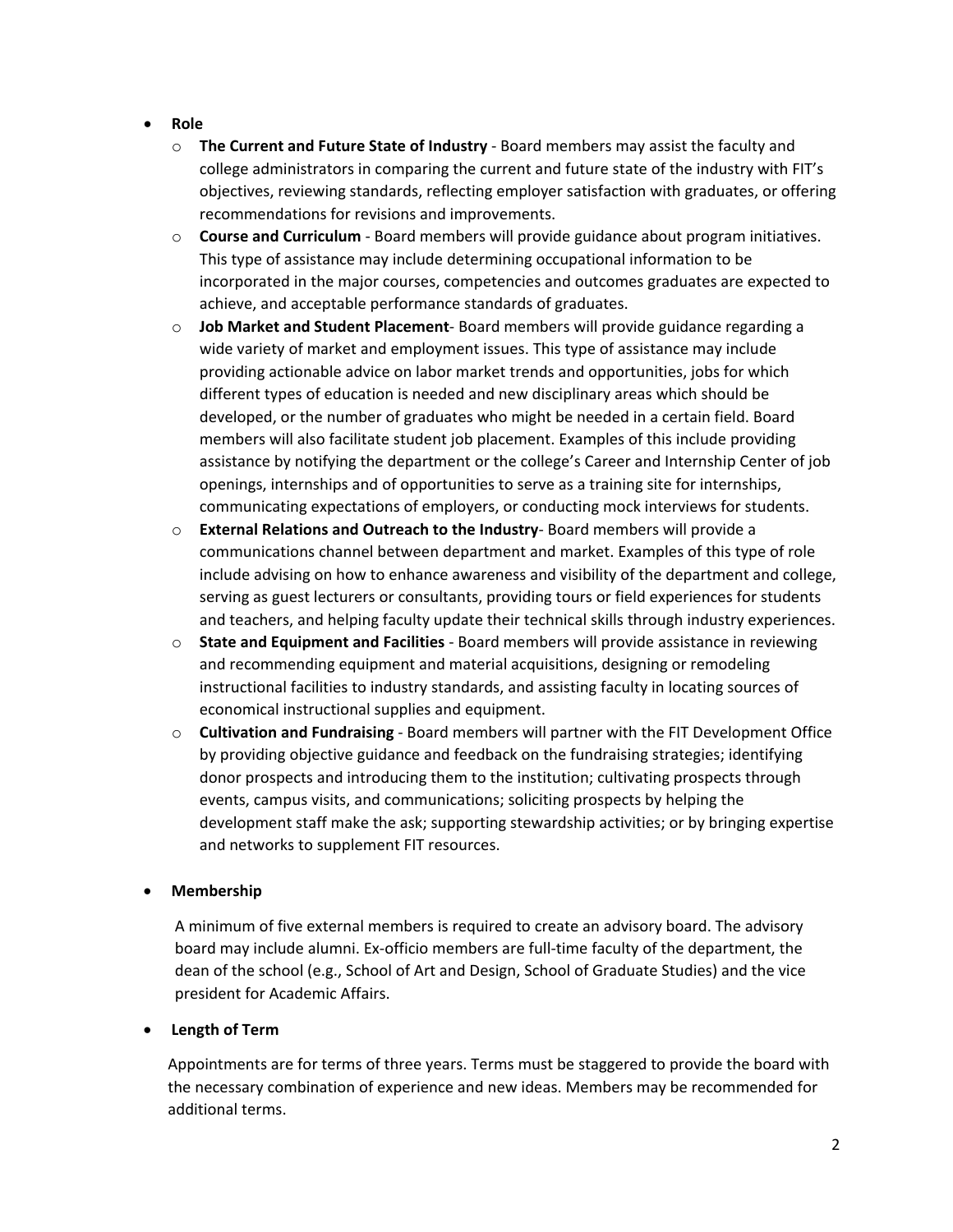- **Role**
  - **The Current and Future State of Industry** - Board members may assist the faculty and college administrators in comparing the current and future state of the industry with FIT's objectives, reviewing standards, reflecting employer satisfaction with graduates, or offering recommendations for revisions and improvements.
  - **Course and Curriculum** - Board members will provide guidance about program initiatives. This type of assistance may include determining occupational information to be incorporated in the major courses, competencies and outcomes graduates are expected to achieve, and acceptable performance standards of graduates.
  - **Job Market and Student Placement**- Board members will provide guidance regarding a wide variety of market and employment issues. This type of assistance may include providing actionable advice on labor market trends and opportunities, jobs for which different types of education is needed and new disciplinary areas which should be developed, or the number of graduates who might be needed in a certain field. Board members will also facilitate student job placement. Examples of this include providing assistance by notifying the department or the college's Career and Internship Center of job openings, internships and of opportunities to serve as a training site for internships, communicating expectations of employers, or conducting mock interviews for students.
  - **External Relations and Outreach to the Industry**- Board members will provide a communications channel between department and market. Examples of this type of role include advising on how to enhance awareness and visibility of the department and college, serving as guest lecturers or consultants, providing tours or field experiences for students and teachers, and helping faculty update their technical skills through industry experiences.
  - **State and Equipment and Facilities** - Board members will provide assistance in reviewing and recommending equipment and material acquisitions, designing or remodeling instructional facilities to industry standards, and assisting faculty in locating sources of economical instructional supplies and equipment.
  - **Cultivation and Fundraising** - Board members will partner with the FIT Development Office by providing objective guidance and feedback on the fundraising strategies; identifying donor prospects and introducing them to the institution; cultivating prospects through events, campus visits, and communications; soliciting prospects by helping the development staff make the ask; supporting stewardship activities; or by bringing expertise and networks to supplement FIT resources.

- **Membership**

  A minimum of five external members is required to create an advisory board. The advisory board may include alumni. Ex-officio members are full-time faculty of the department, the dean of the school (e.g., School of Art and Design, School of Graduate Studies) and the vice president for Academic Affairs.

- **Length of Term**

  Appointments are for terms of three years. Terms must be staggered to provide the board with the necessary combination of experience and new ideas. Members may be recommended for additional terms.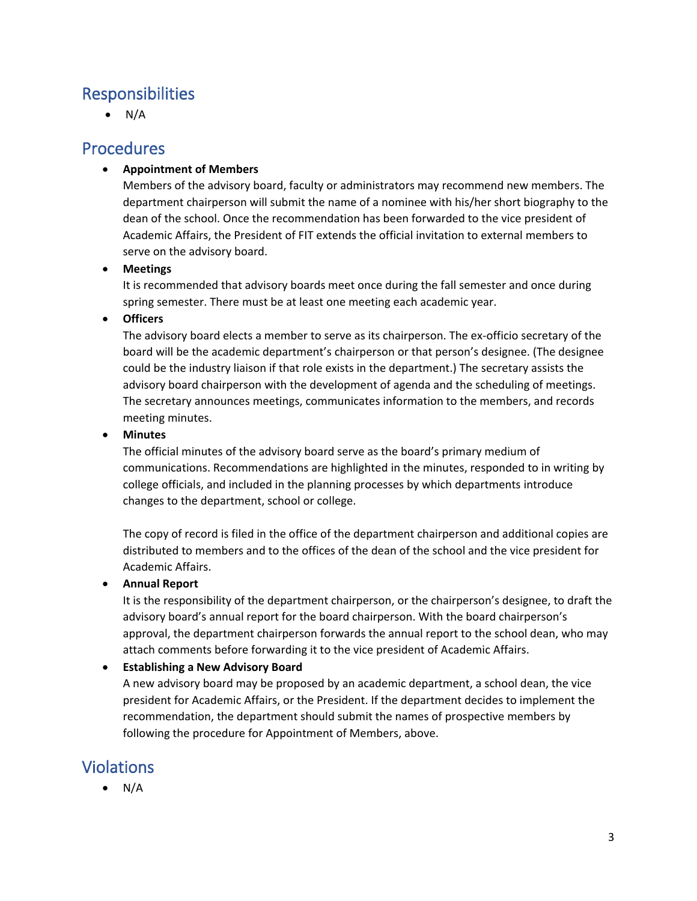## Responsibilities

- N/A

## Procedures

- **Appointment of Members**
  Members of the advisory board, faculty or administrators may recommend new members. The department chairperson will submit the name of a nominee with his/her short biography to the dean of the school. Once the recommendation has been forwarded to the vice president of Academic Affairs, the President of FIT extends the official invitation to external members to serve on the advisory board.
- **Meetings**
  It is recommended that advisory boards meet once during the fall semester and once during spring semester. There must be at least one meeting each academic year.
- **Officers**
  The advisory board elects a member to serve as its chairperson. The ex-officio secretary of the board will be the academic department's chairperson or that person's designee. (The designee could be the industry liaison if that role exists in the department.) The secretary assists the advisory board chairperson with the development of agenda and the scheduling of meetings. The secretary announces meetings, communicates information to the members, and records meeting minutes.
- **Minutes**
  The official minutes of the advisory board serve as the board's primary medium of communications. Recommendations are highlighted in the minutes, responded to in writing by college officials, and included in the planning processes by which departments introduce changes to the department, school or college.

  The copy of record is filed in the office of the department chairperson and additional copies are distributed to members and to the offices of the dean of the school and the vice president for Academic Affairs.
- **Annual Report**
  It is the responsibility of the department chairperson, or the chairperson's designee, to draft the advisory board's annual report for the board chairperson. With the board chairperson's approval, the department chairperson forwards the annual report to the school dean, who may attach comments before forwarding it to the vice president of Academic Affairs.
- **Establishing a New Advisory Board**
  A new advisory board may be proposed by an academic department, a school dean, the vice president for Academic Affairs, or the President. If the department decides to implement the recommendation, the department should submit the names of prospective members by following the procedure for Appointment of Members, above.

## Violations

- N/A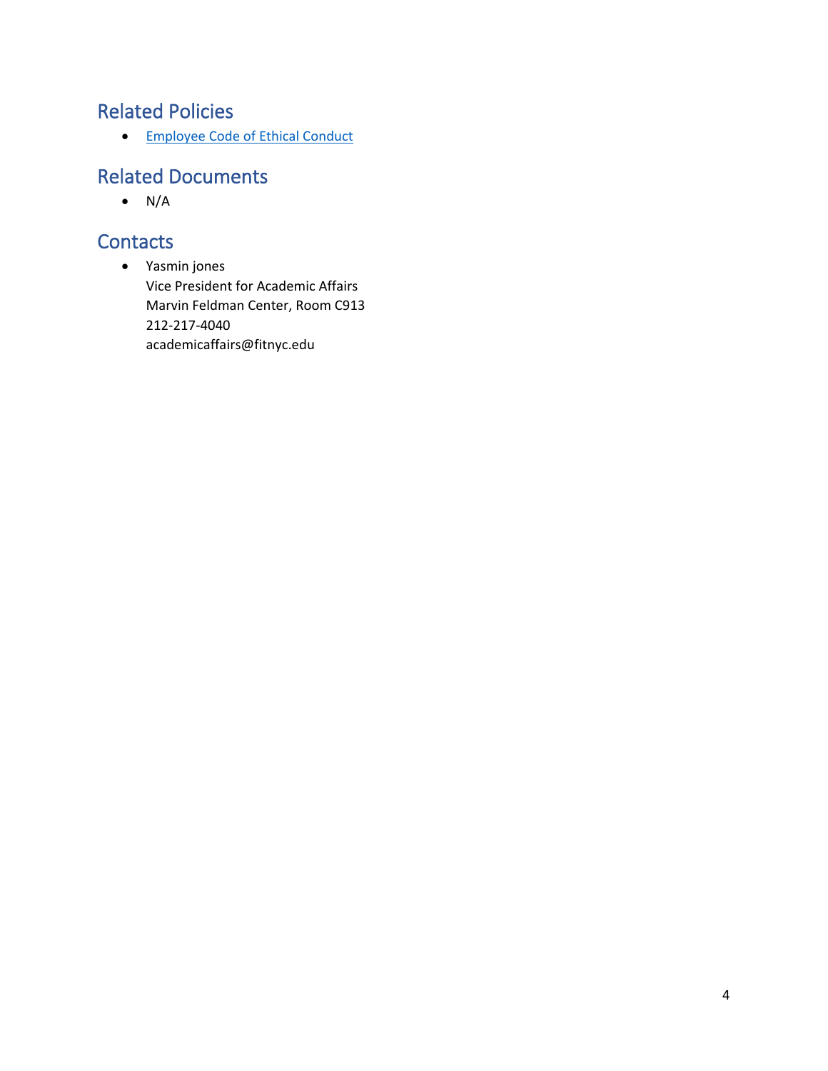## Related Policies

- [Employee Code of Ethical Conduct]()

## Related Documents

- N/A

## Contacts

- Yasmin jones
  Vice President for Academic Affairs
  Marvin Feldman Center, Room C913
  212-217-4040
  academicaffairs@fitnyc.edu